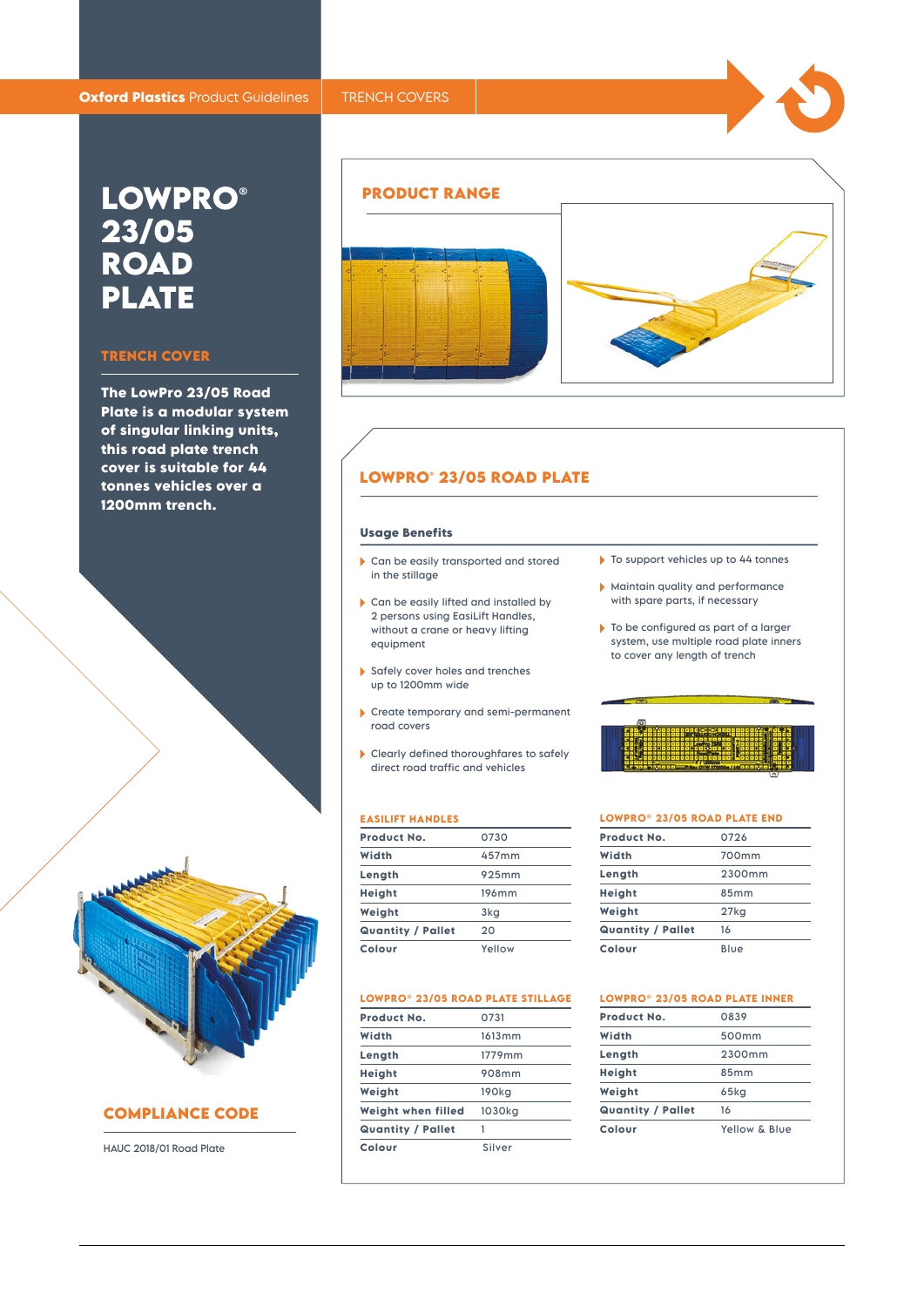Oxford Plastics Product Guidelines | TRENCH COVERS

# LOWPRO® 23/05 ROAD PLATE

## TRENCH COVER

**The LowPro 23/05 Road Plate is a modular system of singular linking units, this road plate trench cover is suitable for 44 tonnes vehicles over a 1200mm trench.**

## COMPLIANCE CODE

HAUC 2018/01 Road Plate

## PRODUCT RANGE

## LOWPRO® 23/05 ROAD PLATE

### Usage Benefits

- Can be easily transported and stored in the stillage
- Can be easily lifted and installed by 2 persons using EasiLift Handles, without a crane or heavy lifting equipment
- Safely cover holes and trenches up to 1200mm wide
- Create temporary and semi-permanent road covers
- Clearly defined thoroughfares to safely direct road traffic and vehicles
- To support vehicles up to 44 tonnes
- Maintain quality and performance with spare parts, if necessary
- To be configured as part of a larger system, use multiple road plate inners to cover any length of trench

### EASILIFT HANDLES

| Product No. | 0730 |
|---|---|
| Width | 457mm |
| Length | 925mm |
| Height | 196mm |
| Weight | 3kg |
| Quantity / Pallet | 20 |
| Colour | Yellow |

### LOWPRO® 23/05 ROAD PLATE END

| Product No. | 0726 |
|---|---|
| Width | 700mm |
| Length | 2300mm |
| Height | 85mm |
| Weight | 27kg |
| Quantity / Pallet | 16 |
| Colour | Blue |

### LOWPRO® 23/05 ROAD PLATE STILLAGE

| Product No. | 0731 |
|---|---|
| Width | 1613mm |
| Length | 1779mm |
| Height | 908mm |
| Weight | 190kg |
| Weight when filled | 1030kg |
| Quantity / Pallet | 1 |
| Colour | Silver |

### LOWPRO® 23/05 ROAD PLATE INNER

| Product No. | 0839 |
|---|---|
| Width | 500mm |
| Length | 2300mm |
| Height | 85mm |
| Weight | 65kg |
| Quantity / Pallet | 16 |
| Colour | Yellow & Blue |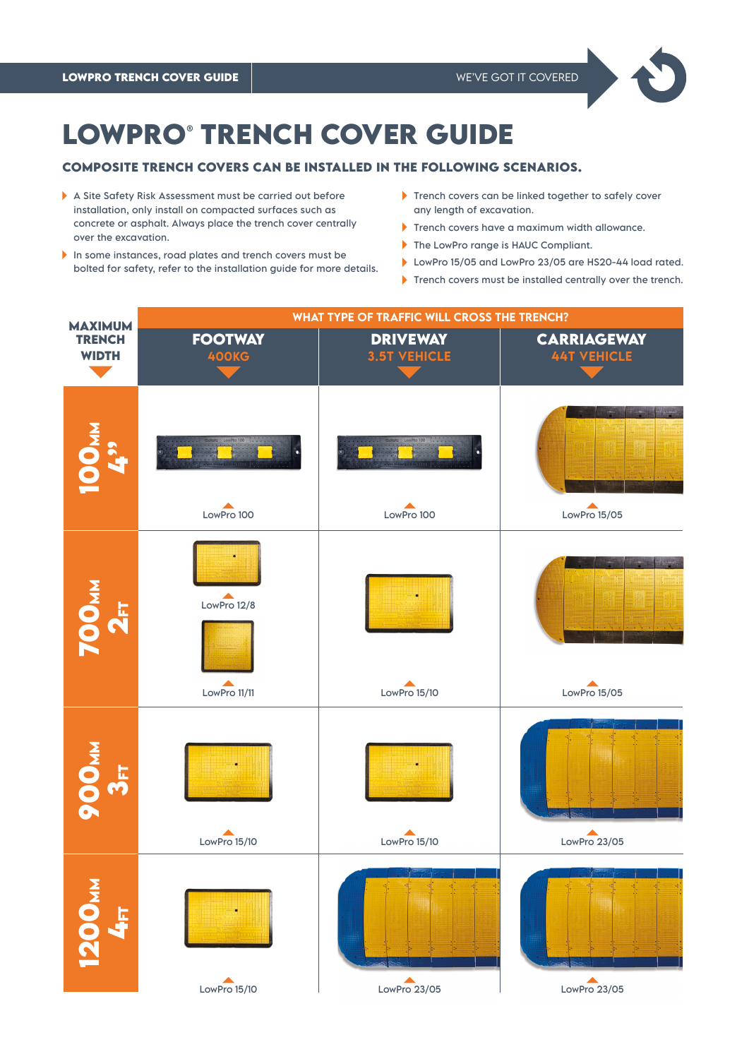# LOWPRO® TRENCH COVER GUIDE

### COMPOSITE TRENCH COVERS CAN BE INSTALLED IN THE FOLLOWING SCENARIOS.

- A Site Safety Risk Assessment must be carried out before installation, only install on compacted surfaces such as concrete or asphalt. Always place the trench cover centrally over the excavation.
- In some instances, road plates and trench covers must be bolted for safety, refer to the installation guide for more details.
- Trench covers can be linked together to safely cover any length of excavation.
- Trench covers have a maximum width allowance.
- The LowPro range is HAUC Compliant.
- LowPro 15/05 and LowPro 23/05 are HS20-44 load rated.
- Trench covers must be installed centrally over the trench.

| MAXIMUM TRENCH WIDTH | WHAT TYPE OF TRAFFIC WILL CROSS THE TRENCH? | | |
|---|---|---|---|
| | FOOTWAY 400KG | DRIVEWAY 3.5T VEHICLE | CARRIAGEWAY 44T VEHICLE |
| 100MM 4" | LowPro 100 | LowPro 100 | LowPro 15/05 |
| 700MM 2FT | LowPro 12/8, LowPro 11/11 | LowPro 15/10 | LowPro 15/05 |
| 900MM 3FT | LowPro 15/10 | LowPro 15/10 | LowPro 23/05 |
| 1200MM 4FT | LowPro 15/10 | LowPro 23/05 | LowPro 23/05 |